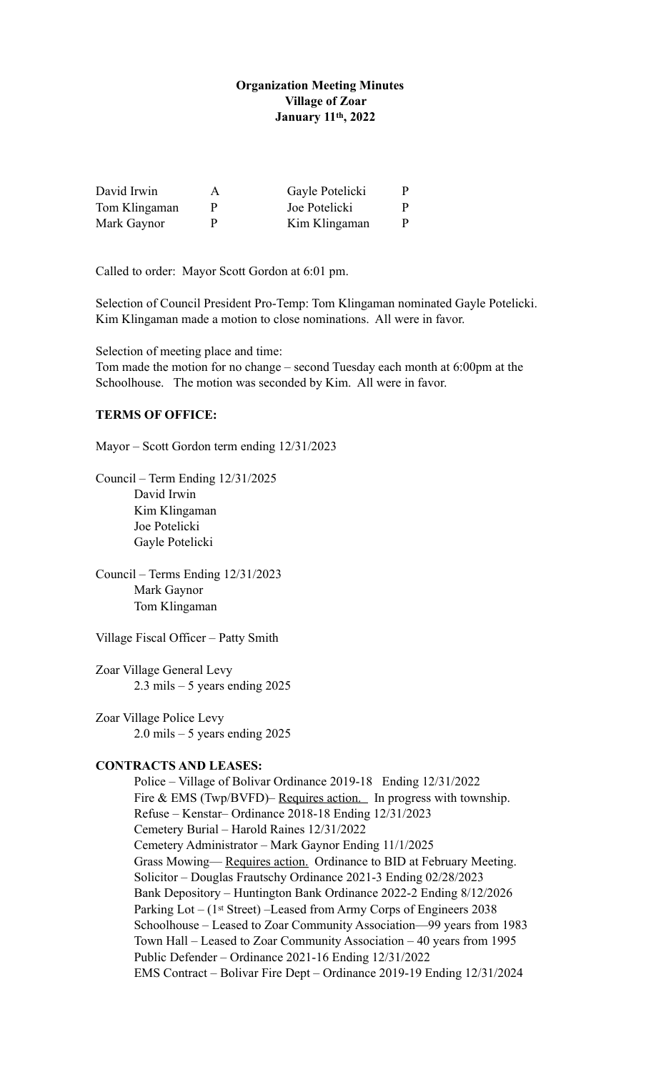**Organization Meeting Minutes**
**Village of Zoar**
**January 11th, 2022**

| | | | |
|---|---|---|---|
| David Irwin | A | Gayle Potelicki | P |
| Tom Klingaman | P | Joe Potelicki | P |
| Mark Gaynor | P | Kim Klingaman | P |

Called to order: Mayor Scott Gordon at 6:01 pm.

Selection of Council President Pro-Temp: Tom Klingaman nominated Gayle Potelicki. Kim Klingaman made a motion to close nominations. All were in favor.

Selection of meeting place and time:
Tom made the motion for no change – second Tuesday each month at 6:00pm at the Schoolhouse. The motion was seconded by Kim. All were in favor.

**TERMS OF OFFICE:**

Mayor – Scott Gordon term ending 12/31/2023

Council – Term Ending 12/31/2025
- David Irwin
- Kim Klingaman
- Joe Potelicki
- Gayle Potelicki

Council – Terms Ending 12/31/2023
- Mark Gaynor
- Tom Klingaman

Village Fiscal Officer – Patty Smith

Zoar Village General Levy
- 2.3 mils – 5 years ending 2025

Zoar Village Police Levy
- 2.0 mils – 5 years ending 2025

**CONTRACTS AND LEASES:**

- Police – Village of Bolivar Ordinance 2019-18 Ending 12/31/2022
- Fire & EMS (Twp/BVFD)– Requires action. In progress with township.
- Refuse – Kenstar– Ordinance 2018-18 Ending 12/31/2023
- Cemetery Burial – Harold Raines 12/31/2022
- Cemetery Administrator – Mark Gaynor Ending 11/1/2025
- Grass Mowing— Requires action. Ordinance to BID at February Meeting.
- Solicitor – Douglas Frautschy Ordinance 2021-3 Ending 02/28/2023
- Bank Depository – Huntington Bank Ordinance 2022-2 Ending 8/12/2026
- Parking Lot – (1st Street) –Leased from Army Corps of Engineers 2038
- Schoolhouse – Leased to Zoar Community Association—99 years from 1983
- Town Hall – Leased to Zoar Community Association – 40 years from 1995
- Public Defender – Ordinance 2021-16 Ending 12/31/2022
- EMS Contract – Bolivar Fire Dept – Ordinance 2019-19 Ending 12/31/2024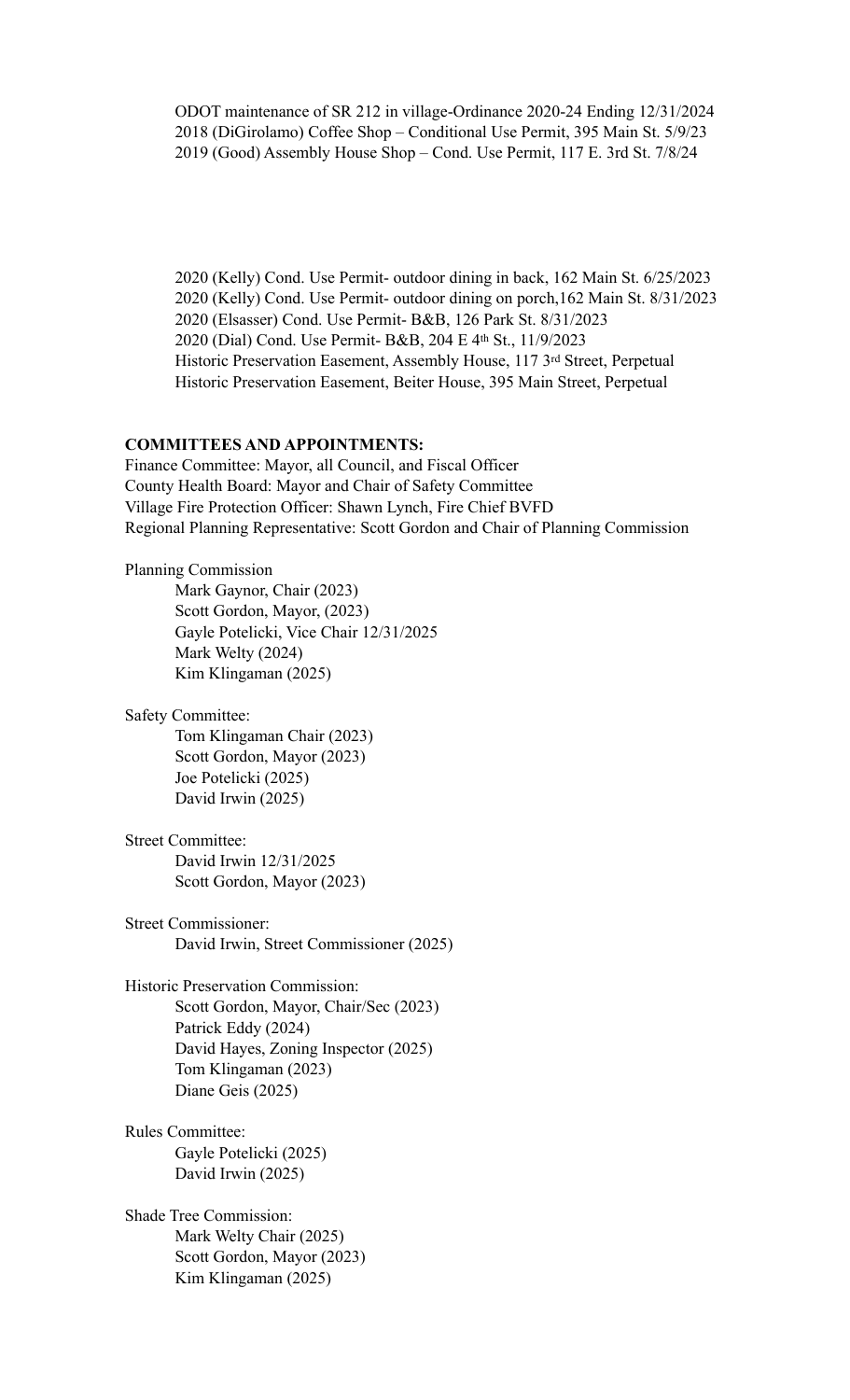ODOT maintenance of SR 212 in village-Ordinance 2020-24 Ending 12/31/2024
2018 (DiGirolamo) Coffee Shop – Conditional Use Permit, 395 Main St. 5/9/23
2019 (Good) Assembly House Shop – Cond. Use Permit, 117 E. 3rd St. 7/8/24

2020 (Kelly) Cond. Use Permit- outdoor dining in back, 162 Main St. 6/25/2023
2020 (Kelly) Cond. Use Permit- outdoor dining on porch,162 Main St. 8/31/2023
2020 (Elsasser) Cond. Use Permit- B&B, 126 Park St. 8/31/2023
2020 (Dial) Cond. Use Permit- B&B, 204 E 4th St., 11/9/2023
Historic Preservation Easement, Assembly House, 117 3rd Street, Perpetual
Historic Preservation Easement, Beiter House, 395 Main Street, Perpetual

**COMMITTEES AND APPOINTMENTS:**

Finance Committee: Mayor, all Council, and Fiscal Officer
County Health Board: Mayor and Chair of Safety Committee
Village Fire Protection Officer: Shawn Lynch, Fire Chief BVFD
Regional Planning Representative: Scott Gordon and Chair of Planning Commission

Planning Commission
- Mark Gaynor, Chair (2023)
- Scott Gordon, Mayor, (2023)
- Gayle Potelicki, Vice Chair 12/31/2025
- Mark Welty (2024)
- Kim Klingaman (2025)

Safety Committee:
- Tom Klingaman Chair (2023)
- Scott Gordon, Mayor (2023)
- Joe Potelicki (2025)
- David Irwin (2025)

Street Committee:
- David Irwin 12/31/2025
- Scott Gordon, Mayor (2023)

Street Commissioner:
- David Irwin, Street Commissioner (2025)

Historic Preservation Commission:
- Scott Gordon, Mayor, Chair/Sec (2023)
- Patrick Eddy (2024)
- David Hayes, Zoning Inspector (2025)
- Tom Klingaman (2023)
- Diane Geis (2025)

Rules Committee:
- Gayle Potelicki (2025)
- David Irwin (2025)

Shade Tree Commission:
- Mark Welty Chair (2025)
- Scott Gordon, Mayor (2023)
- Kim Klingaman (2025)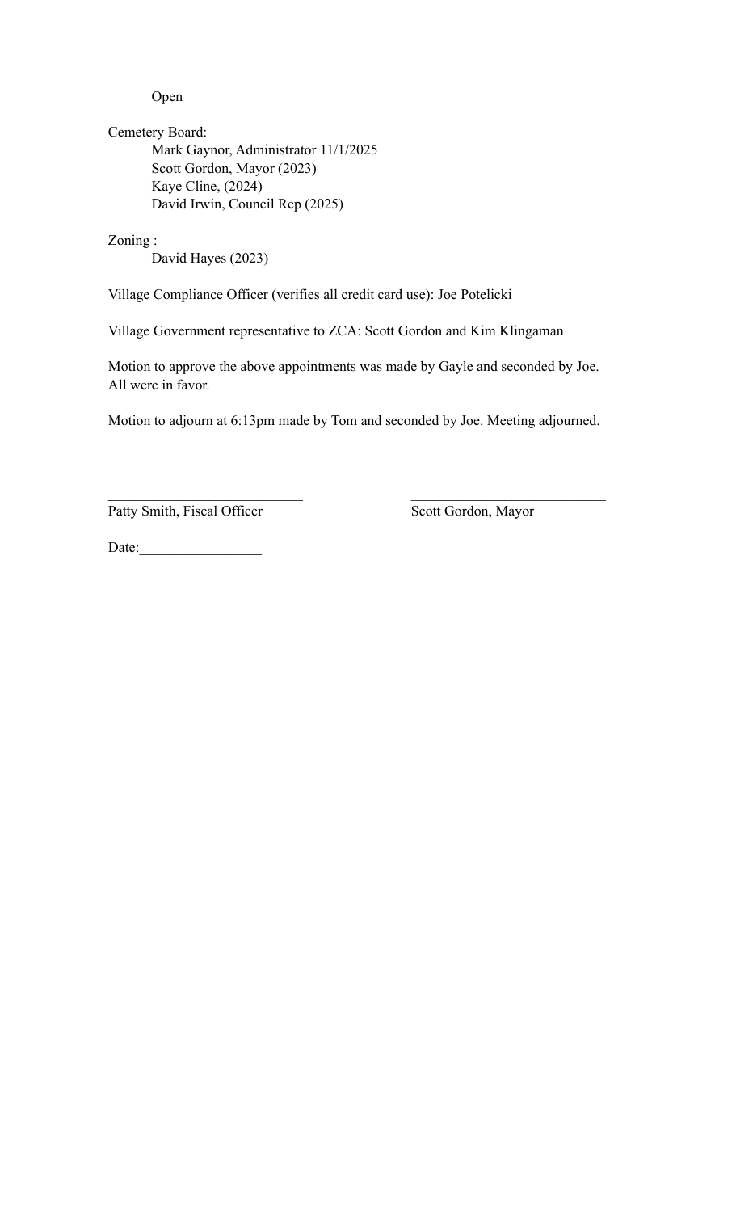Open

Cemetery Board:

Mark Gaynor, Administrator 11/1/2025
Scott Gordon, Mayor (2023)
Kaye Cline, (2024)
David Irwin, Council Rep (2025)

Zoning :

David Hayes (2023)

Village Compliance Officer (verifies all credit card use): Joe Potelicki

Village Government representative to ZCA: Scott Gordon and Kim Klingaman

Motion to approve the above appointments was made by Gayle and seconded by Joe. All were in favor.

Motion to adjourn at 6:13pm made by Tom and seconded by Joe. Meeting adjourned.

\_\_\_\_\_\_\_\_\_\_\_\_\_\_\_\_\_\_\_\_\_\_\_\_\_\_\_ \_\_\_\_\_\_\_\_\_\_\_\_\_\_\_\_\_\_\_\_\_\_\_\_\_\_\_

Patty Smith, Fiscal Officer Scott Gordon, Mayor

Date:\_\_\_\_\_\_\_\_\_\_\_\_\_\_\_\_\_